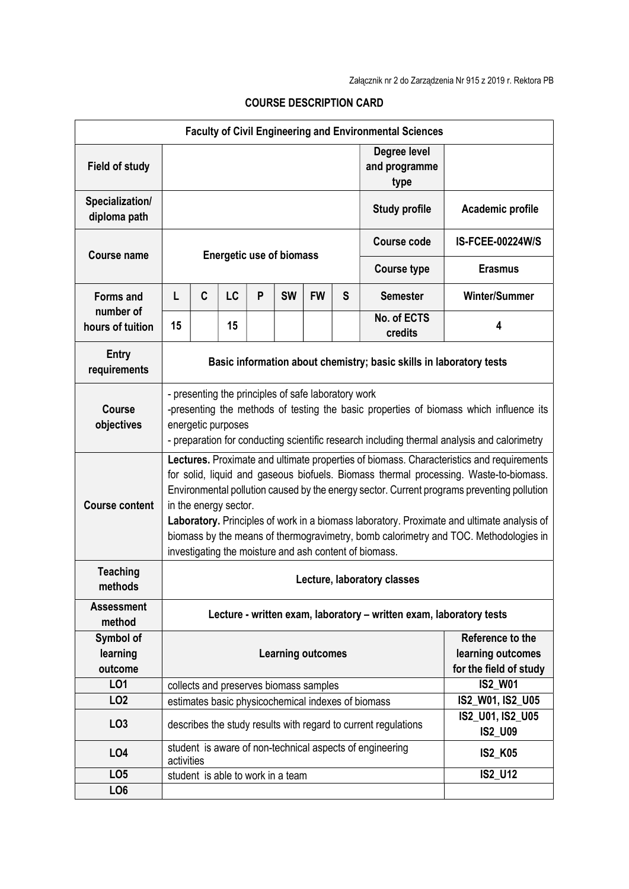Załącznik nr 2 do Zarządzenia Nr 915 z 2019 r. Rektora PB

## COURSE DESCRIPTION CARD

| Faculty of Civil Engineering and Environmental Sciences | | | | | | | | | |
|---|---|---|---|---|---|---|---|---|---|
| **Field of study** | | | | | | | | **Degree level and programme type** | |
| **Specialization/ diploma path** | | | | | | | | **Study profile** | **Academic profile** |
| **Course name** | **Energetic use of biomass** | | | | | | | **Course code** | **IS-FCEE-00224W/S** |
| | | | | | | | | **Course type** | **Erasmus** |
| **Forms and number of hours of tuition** | **L** | **C** | **LC** | **P** | **SW** | **FW** | **S** | **Semester** | **Winter/Summer** |
| | **15** | | **15** | | | | | **No. of ECTS credits** | **4** |
| **Entry requirements** | **Basic information about chemistry; basic skills in laboratory tests** | | | | | | | | |
| **Course objectives** | - presenting the principles of safe laboratory work<br>-presenting the methods of testing the basic properties of biomass which influence its energetic purposes<br>- preparation for conducting scientific research including thermal analysis and calorimetry | | | | | | | | |
| **Course content** | **Lectures.** Proximate and ultimate properties of biomass. Characteristics and requirements for solid, liquid and gaseous biofuels. Biomass thermal processing. Waste-to-biomass. Environmental pollution caused by the energy sector. Current programs preventing pollution in the energy sector.<br>**Laboratory.** Principles of work in a biomass laboratory. Proximate and ultimate analysis of biomass by the means of thermogravimetry, bomb calorimetry and TOC. Methodologies in investigating the moisture and ash content of biomass. | | | | | | | | |
| **Teaching methods** | **Lecture, laboratory classes** | | | | | | | | |
| **Assessment method** | **Lecture - written exam, laboratory – written exam, laboratory tests** | | | | | | | | |

| Symbol of learning outcome | Learning outcomes | Reference to the learning outcomes for the field of study |
|---|---|---|
| **LO1** | collects and preserves biomass samples | **IS2_W01** |
| **LO2** | estimates basic physicochemical indexes of biomass | **IS2_W01, IS2_U05** |
| **LO3** | describes the study results with regard to current regulations | **IS2_U01, IS2_U05 IS2_U09** |
| **LO4** | student is aware of non-technical aspects of engineering activities | **IS2_K05** |
| **LO5** | student is able to work in a team | **IS2_U12** |
| **LO6** | | |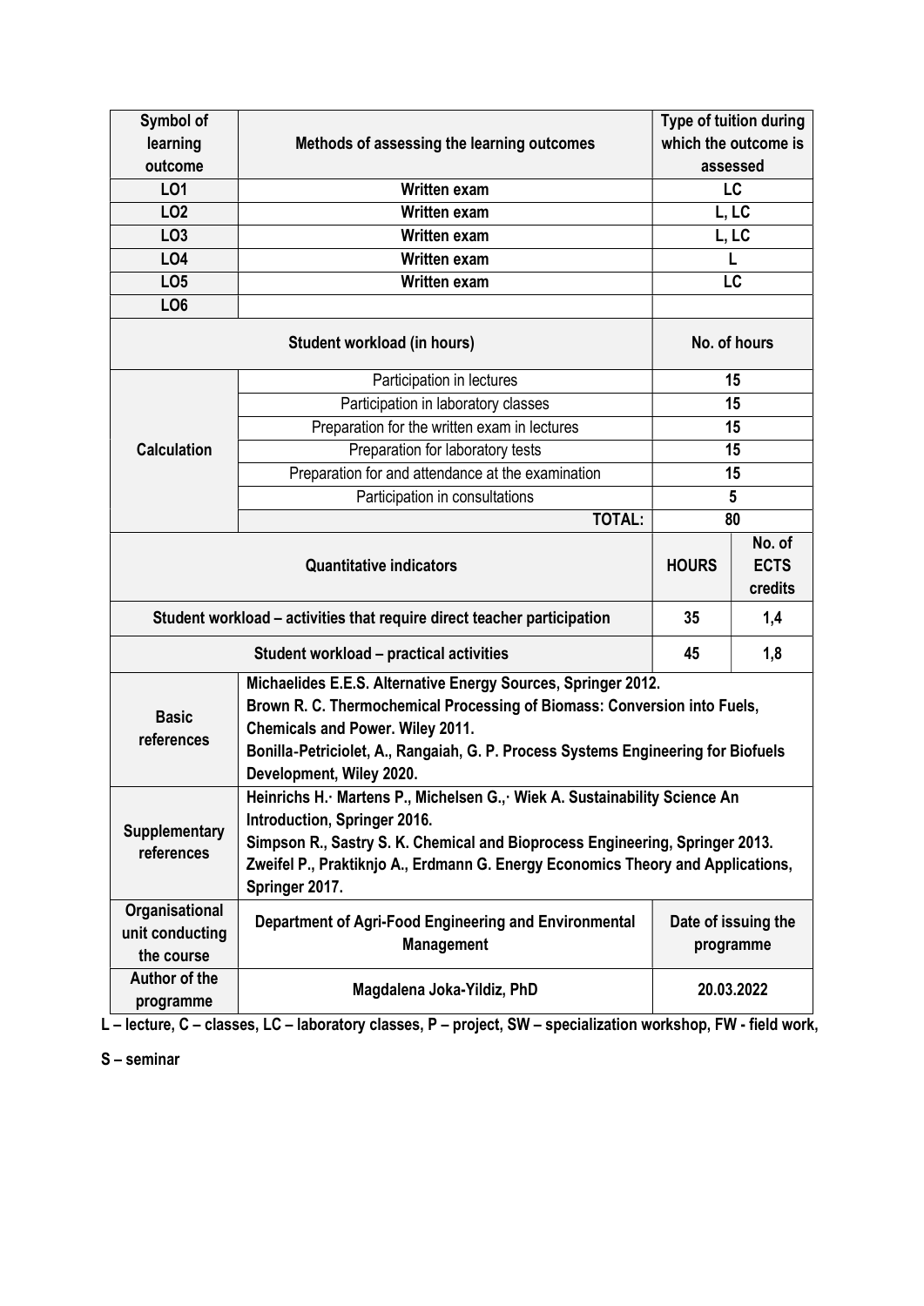| Symbol of learning outcome | Methods of assessing the learning outcomes | Type of tuition during which the outcome is assessed | |
|---|---|---|---|
| LO1 | Written exam | LC | |
| LO2 | Written exam | L, LC | |
| LO3 | Written exam | L, LC | |
| LO4 | Written exam | L | |
| LO5 | Written exam | LC | |
| LO6 | | | |
| Student workload (in hours) | | No. of hours | |
| Calculation | Participation in lectures | 15 | |
| | Participation in laboratory classes | 15 | |
| | Preparation for the written exam in lectures | 15 | |
| | Preparation for laboratory tests | 15 | |
| | Preparation for and attendance at the examination | 15 | |
| | Participation in consultations | 5 | |
| | TOTAL: | 80 | |
| Quantitative indicators | | HOURS | No. of ECTS credits |
| Student workload – activities that require direct teacher participation | | 35 | 1,4 |
| Student workload – practical activities | | 45 | 1,8 |
| Basic references | Michaelides E.E.S. Alternative Energy Sources, Springer 2012.<br>Brown R. C. Thermochemical Processing of Biomass: Conversion into Fuels, Chemicals and Power. Wiley 2011.<br>Bonilla-Petriciolet, A., Rangaiah, G. P. Process Systems Engineering for Biofuels Development, Wiley 2020. | | |
| Supplementary references | Heinrichs H.· Martens P., Michelsen G.,· Wiek A. Sustainability Science An Introduction, Springer 2016.<br>Simpson R., Sastry S. K. Chemical and Bioprocess Engineering, Springer 2013.<br>Zweifel P., Praktiknjo A., Erdmann G. Energy Economics Theory and Applications, Springer 2017. | | |
| Organisational unit conducting the course | Department of Agri-Food Engineering and Environmental Management | Date of issuing the programme | |
| Author of the programme | Magdalena Joka-Yildiz, PhD | 20.03.2022 | |

**L – lecture, C – classes, LC – laboratory classes, P – project, SW – specialization workshop, FW - field work, S – seminar**